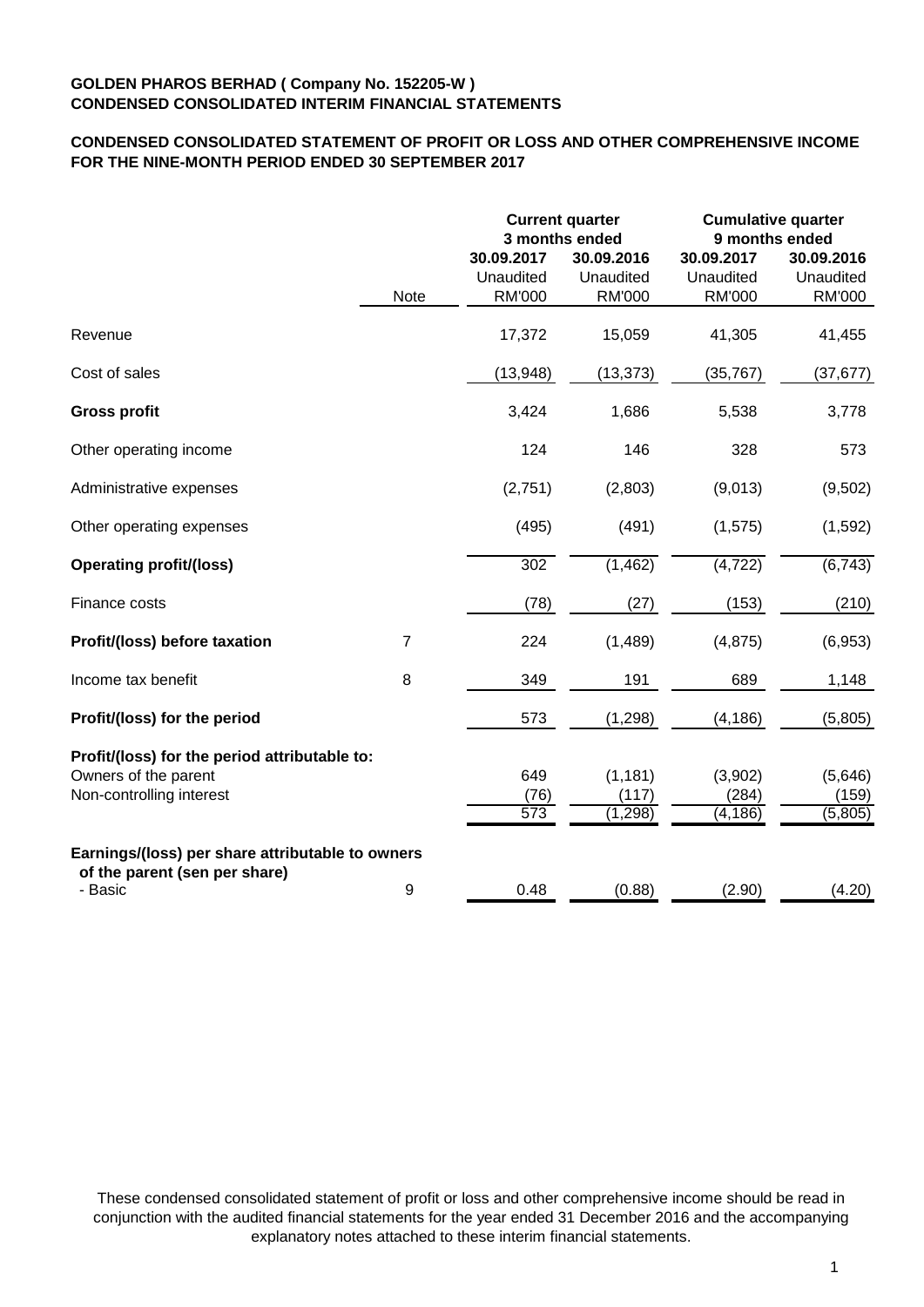**GOLDEN PHAROS BERHAD ( Company No. 152205-W )**
**CONDENSED CONSOLIDATED INTERIM FINANCIAL STATEMENTS**

**CONDENSED CONSOLIDATED STATEMENT OF PROFIT OR LOSS AND OTHER COMPREHENSIVE INCOME FOR THE NINE-MONTH PERIOD ENDED 30 SEPTEMBER 2017**

| | | Current quarter 3 months ended | | Cumulative quarter 9 months ended | |
|---|---|---|---|---|---|
| | Note | 30.09.2017 Unaudited RM'000 | 30.09.2016 Unaudited RM'000 | 30.09.2017 Unaudited RM'000 | 30.09.2016 Unaudited RM'000 |
| Revenue | | 17,372 | 15,059 | 41,305 | 41,455 |
| Cost of sales | | (13,948) | (13,373) | (35,767) | (37,677) |
| **Gross profit** | | 3,424 | 1,686 | 5,538 | 3,778 |
| Other operating income | | 124 | 146 | 328 | 573 |
| Administrative expenses | | (2,751) | (2,803) | (9,013) | (9,502) |
| Other operating expenses | | (495) | (491) | (1,575) | (1,592) |
| **Operating profit/(loss)** | | 302 | (1,462) | (4,722) | (6,743) |
| Finance costs | | (78) | (27) | (153) | (210) |
| **Profit/(loss) before taxation** | 7 | 224 | (1,489) | (4,875) | (6,953) |
| Income tax benefit | 8 | 349 | 191 | 689 | 1,148 |
| **Profit/(loss) for the period** | | 573 | (1,298) | (4,186) | (5,805) |
| **Profit/(loss) for the period attributable to:** | | | | | |
| Owners of the parent | | 649 | (1,181) | (3,902) | (5,646) |
| Non-controlling interest | | (76) | (117) | (284) | (159) |
| | | 573 | (1,298) | (4,186) | (5,805) |
| **Earnings/(loss) per share attributable to owners of the parent (sen per share)** | | | | | |
| - Basic | 9 | 0.48 | (0.88) | (2.90) | (4.20) |

These condensed consolidated statement of profit or loss and other comprehensive income should be read in conjunction with the audited financial statements for the year ended 31 December 2016 and the accompanying explanatory notes attached to these interim financial statements.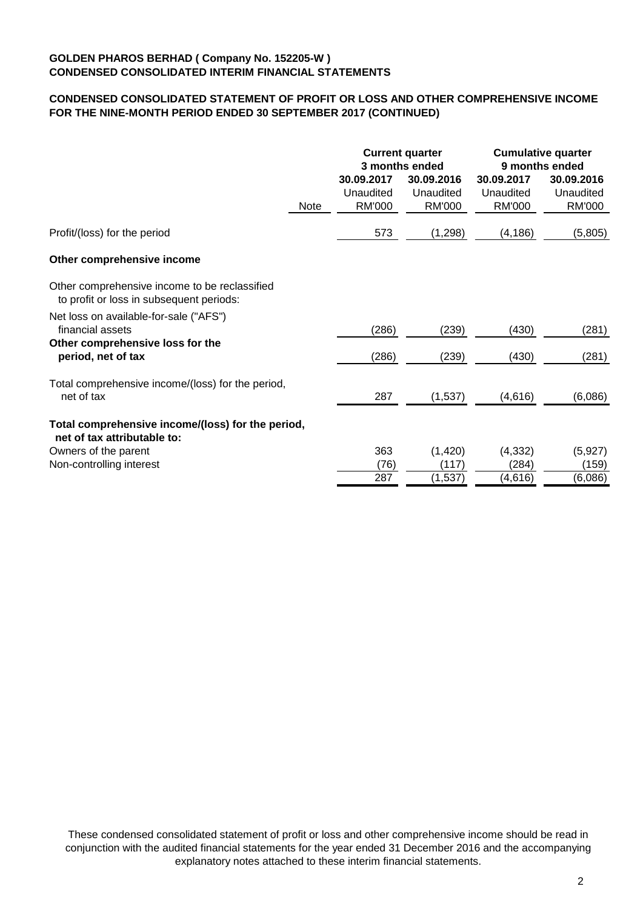**GOLDEN PHAROS BERHAD ( Company No. 152205-W )**
**CONDENSED CONSOLIDATED INTERIM FINANCIAL STATEMENTS**

**CONDENSED CONSOLIDATED STATEMENT OF PROFIT OR LOSS AND OTHER COMPREHENSIVE INCOME FOR THE NINE-MONTH PERIOD ENDED 30 SEPTEMBER 2017 (CONTINUED)**

| | | **Current quarter 3 months ended** | | **Cumulative quarter 9 months ended** | |
|---|---|---|---|---|---|
| | Note | **30.09.2017** Unaudited RM'000 | **30.09.2016** Unaudited RM'000 | **30.09.2017** Unaudited RM'000 | **30.09.2016** Unaudited RM'000 |
| Profit/(loss) for the period | | 573 | (1,298) | (4,186) | (5,805) |
| **Other comprehensive income** | | | | | |
| Other comprehensive income to be reclassified to profit or loss in subsequent periods: | | | | | |
| Net loss on available-for-sale ("AFS") financial assets | | (286) | (239) | (430) | (281) |
| **Other comprehensive loss for the period, net of tax** | | (286) | (239) | (430) | (281) |
| Total comprehensive income/(loss) for the period, net of tax | | 287 | (1,537) | (4,616) | (6,086) |
| **Total comprehensive income/(loss) for the period, net of tax attributable to:** | | | | | |
| Owners of the parent | | 363 | (1,420) | (4,332) | (5,927) |
| Non-controlling interest | | (76) | (117) | (284) | (159) |
| | | 287 | (1,537) | (4,616) | (6,086) |

These condensed consolidated statement of profit or loss and other comprehensive income should be read in conjunction with the audited financial statements for the year ended 31 December 2016 and the accompanying explanatory notes attached to these interim financial statements.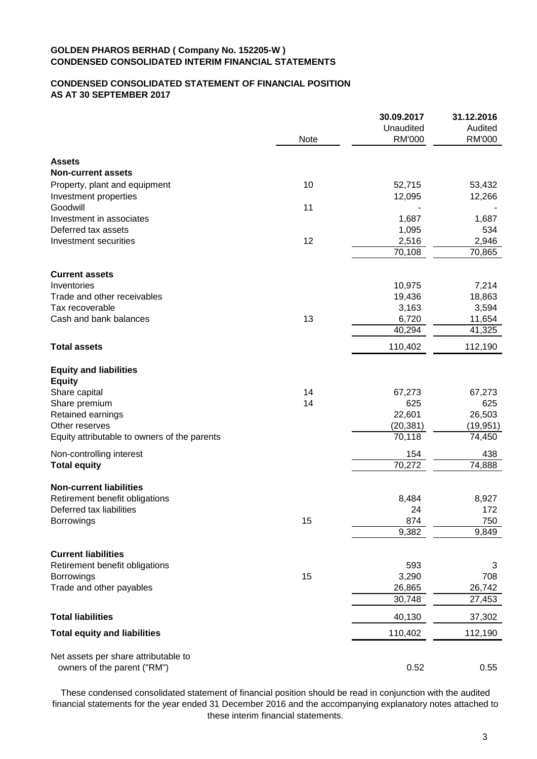**GOLDEN PHAROS BERHAD ( Company No. 152205-W )**
**CONDENSED CONSOLIDATED INTERIM FINANCIAL STATEMENTS**

**CONDENSED CONSOLIDATED STATEMENT OF FINANCIAL POSITION**
**AS AT 30 SEPTEMBER 2017**

| | Note | 30.09.2017 Unaudited RM'000 | 31.12.2016 Audited RM'000 |
|---|---|---|---|
| **Assets** | | | |
| **Non-current assets** | | | |
| Property, plant and equipment | 10 | 52,715 | 53,432 |
| Investment properties | | 12,095 | 12,266 |
| Goodwill | 11 | - | - |
| Investment in associates | | 1,687 | 1,687 |
| Deferred tax assets | | 1,095 | 534 |
| Investment securities | 12 | 2,516 | 2,946 |
| | | 70,108 | 70,865 |
| **Current assets** | | | |
| Inventories | | 10,975 | 7,214 |
| Trade and other receivables | | 19,436 | 18,863 |
| Tax recoverable | | 3,163 | 3,594 |
| Cash and bank balances | 13 | 6,720 | 11,654 |
| | | 40,294 | 41,325 |
| **Total assets** | | 110,402 | 112,190 |
| **Equity and liabilities** | | | |
| **Equity** | | | |
| Share capital | 14 | 67,273 | 67,273 |
| Share premium | 14 | 625 | 625 |
| Retained earnings | | 22,601 | 26,503 |
| Other reserves | | (20,381) | (19,951) |
| Equity attributable to owners of the parents | | 70,118 | 74,450 |
| Non-controlling interest | | 154 | 438 |
| **Total equity** | | 70,272 | 74,888 |
| **Non-current liabilities** | | | |
| Retirement benefit obligations | | 8,484 | 8,927 |
| Deferred tax liabilities | | 24 | 172 |
| Borrowings | 15 | 874 | 750 |
| | | 9,382 | 9,849 |
| **Current liabilities** | | | |
| Retirement benefit obligations | | 593 | 3 |
| Borrowings | 15 | 3,290 | 708 |
| Trade and other payables | | 26,865 | 26,742 |
| | | 30,748 | 27,453 |
| **Total liabilities** | | 40,130 | 37,302 |
| **Total equity and liabilities** | | 110,402 | 112,190 |
| Net assets per share attributable to owners of the parent ("RM") | | 0.52 | 0.55 |

These condensed consolidated statement of financial position should be read in conjunction with the audited financial statements for the year ended 31 December 2016 and the accompanying explanatory notes attached to these interim financial statements.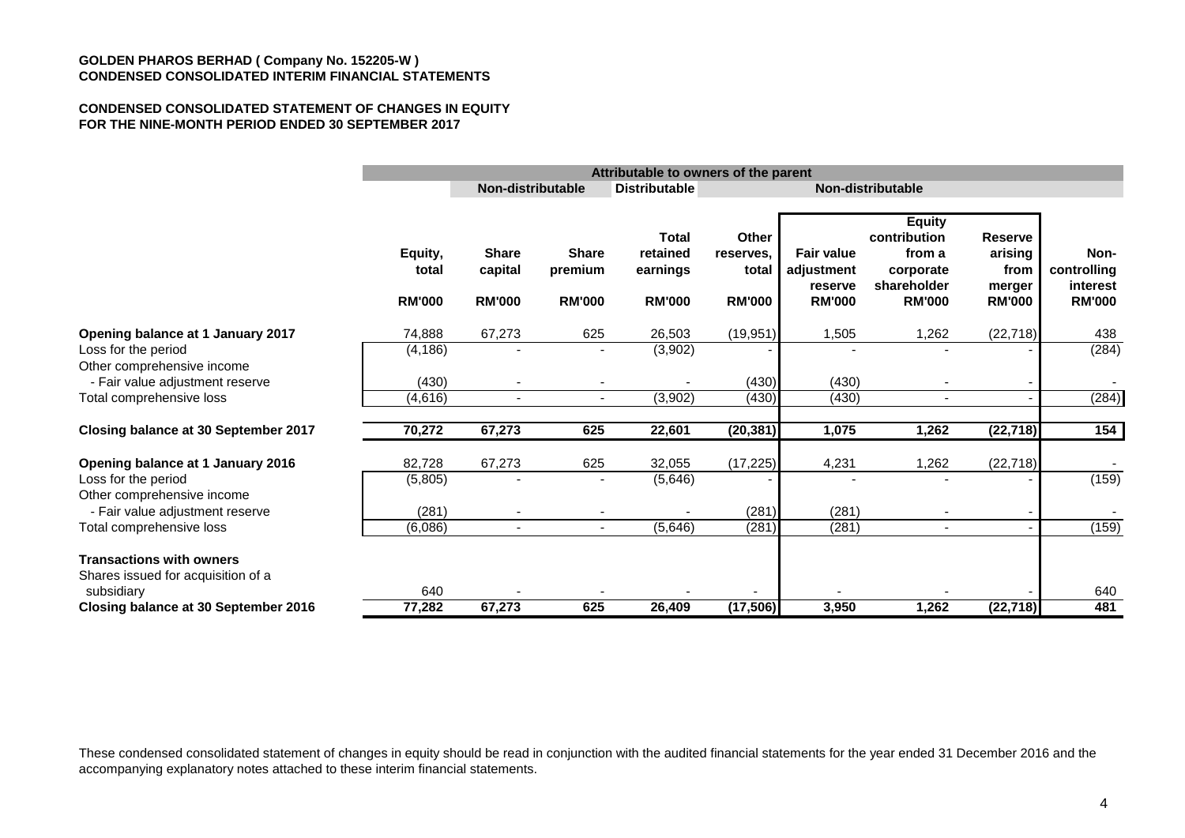**GOLDEN PHAROS BERHAD ( Company No. 152205-W )**
**CONDENSED CONSOLIDATED INTERIM FINANCIAL STATEMENTS**

**CONDENSED CONSOLIDATED STATEMENT OF CHANGES IN EQUITY**
**FOR THE NINE-MONTH PERIOD ENDED 30 SEPTEMBER 2017**

| | Attributable to owners of the parent | | | | | | | | |
|---|---|---|---|---|---|---|---|---|---|
| | | Non-distributable | | Distributable | Non-distributable | | | | |
| | Equity, total | Share capital | Share premium | Total retained earnings | Other reserves, total | Fair value adjustment reserve | Equity contribution from a corporate shareholder | Reserve arising from merger | Non-controlling interest |
| | RM'000 | RM'000 | RM'000 | RM'000 | RM'000 | RM'000 | RM'000 | RM'000 | RM'000 |
| **Opening balance at 1 January 2017** | 74,888 | 67,273 | 625 | 26,503 | (19,951) | 1,505 | 1,262 | (22,718) | 438 |
| Loss for the period | (4,186) | - | - | (3,902) | - | - | - | - | (284) |
| Other comprehensive income | | | | | | | | | |
| - Fair value adjustment reserve | (430) | - | - | - | (430) | (430) | - | - | - |
| Total comprehensive loss | (4,616) | - | - | (3,902) | (430) | (430) | - | - | (284) |
| **Closing balance at 30 September 2017** | **70,272** | **67,273** | **625** | **22,601** | **(20,381)** | **1,075** | **1,262** | **(22,718)** | **154** |
| **Opening balance at 1 January 2016** | 82,728 | 67,273 | 625 | 32,055 | (17,225) | 4,231 | 1,262 | (22,718) | - |
| Loss for the period | (5,805) | - | - | (5,646) | - | - | - | - | (159) |
| Other comprehensive income | | | | | | | | | |
| - Fair value adjustment reserve | (281) | - | - | - | (281) | (281) | - | - | - |
| Total comprehensive loss | (6,086) | - | - | (5,646) | (281) | (281) | - | - | (159) |
| **Transactions with owners** | | | | | | | | | |
| Shares issued for acquisition of a subsidiary | 640 | - | - | - | - | - | - | - | 640 |
| **Closing balance at 30 September 2016** | **77,282** | **67,273** | **625** | **26,409** | **(17,506)** | **3,950** | **1,262** | **(22,718)** | **481** |

These condensed consolidated statement of changes in equity should be read in conjunction with the audited financial statements for the year ended 31 December 2016 and the accompanying explanatory notes attached to these interim financial statements.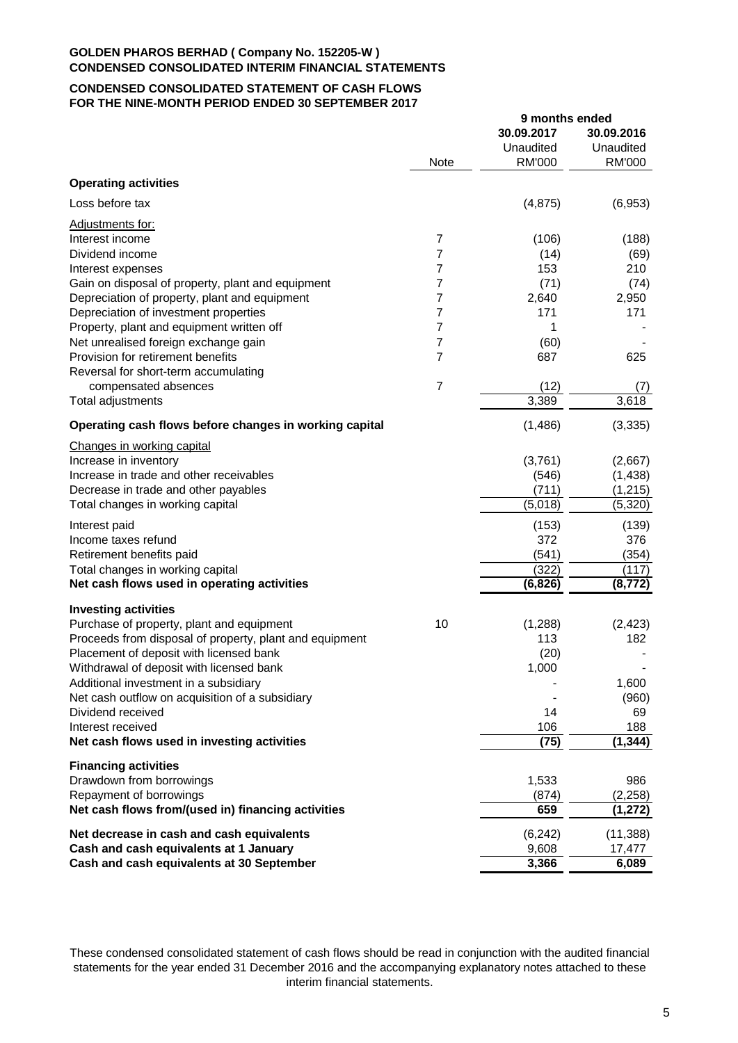**GOLDEN PHAROS BERHAD ( Company No. 152205-W )**
**CONDENSED CONSOLIDATED INTERIM FINANCIAL STATEMENTS**

**CONDENSED CONSOLIDATED STATEMENT OF CASH FLOWS**
**FOR THE NINE-MONTH PERIOD ENDED 30 SEPTEMBER 2017**

| | Note | 9 months ended 30.09.2017 Unaudited RM'000 | 30.09.2016 Unaudited RM'000 |
|---|---|---|---|
| **Operating activities** | | | |
| Loss before tax | | (4,875) | (6,953) |
| Adjustments for: | | | |
| Interest income | 7 | (106) | (188) |
| Dividend income | 7 | (14) | (69) |
| Interest expenses | 7 | 153 | 210 |
| Gain on disposal of property, plant and equipment | 7 | (71) | (74) |
| Depreciation of property, plant and equipment | 7 | 2,640 | 2,950 |
| Depreciation of investment properties | 7 | 171 | 171 |
| Property, plant and equipment written off | 7 | 1 | - |
| Net unrealised foreign exchange gain | 7 | (60) | - |
| Provision for retirement benefits | 7 | 687 | 625 |
| Reversal for short-term accumulating compensated absences | 7 | (12) | (7) |
| Total adjustments | | 3,389 | 3,618 |
| **Operating cash flows before changes in working capital** | | (1,486) | (3,335) |
| Changes in working capital | | | |
| Increase in inventory | | (3,761) | (2,667) |
| Increase in trade and other receivables | | (546) | (1,438) |
| Decrease in trade and other payables | | (711) | (1,215) |
| Total changes in working capital | | (5,018) | (5,320) |
| Interest paid | | (153) | (139) |
| Income taxes refund | | 372 | 376 |
| Retirement benefits paid | | (541) | (354) |
| Total changes in working capital | | (322) | (117) |
| **Net cash flows used in operating activities** | | **(6,826)** | **(8,772)** |
| **Investing activities** | | | |
| Purchase of property, plant and equipment | 10 | (1,288) | (2,423) |
| Proceeds from disposal of property, plant and equipment | | 113 | 182 |
| Placement of deposit with licensed bank | | (20) | - |
| Withdrawal of deposit with licensed bank | | 1,000 | - |
| Additional investment in a subsidiary | | - | 1,600 |
| Net cash outflow on acquisition of a subsidiary | | - | (960) |
| Dividend received | | 14 | 69 |
| Interest received | | 106 | 188 |
| **Net cash flows used in investing activities** | | **(75)** | **(1,344)** |
| **Financing activities** | | | |
| Drawdown from borrowings | | 1,533 | 986 |
| Repayment of borrowings | | (874) | (2,258) |
| **Net cash flows from/(used in) financing activities** | | **659** | **(1,272)** |
| **Net decrease in cash and cash equivalents** | | (6,242) | (11,388) |
| **Cash and cash equivalents at 1 January** | | 9,608 | 17,477 |
| **Cash and cash equivalents at 30 September** | | **3,366** | **6,089** |

These condensed consolidated statement of cash flows should be read in conjunction with the audited financial statements for the year ended 31 December 2016 and the accompanying explanatory notes attached to these interim financial statements.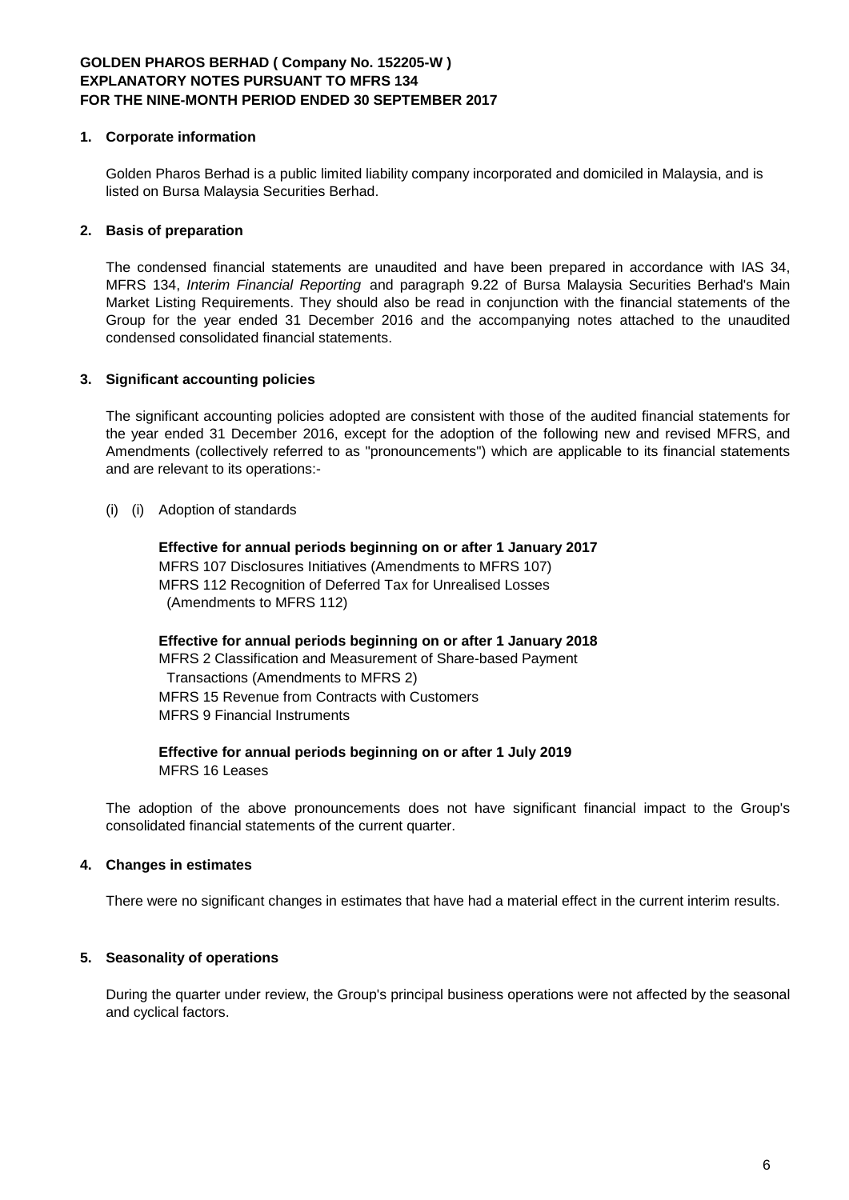**GOLDEN PHAROS BERHAD ( Company No. 152205-W )**
**EXPLANATORY NOTES PURSUANT TO MFRS 134**
**FOR THE NINE-MONTH PERIOD ENDED 30 SEPTEMBER 2017**

## 1. Corporate information

Golden Pharos Berhad is a public limited liability company incorporated and domiciled in Malaysia, and is listed on Bursa Malaysia Securities Berhad.

## 2. Basis of preparation

The condensed financial statements are unaudited and have been prepared in accordance with IAS 34, MFRS 134, *Interim Financial Reporting* and paragraph 9.22 of Bursa Malaysia Securities Berhad's Main Market Listing Requirements. They should also be read in conjunction with the financial statements of the Group for the year ended 31 December 2016 and the accompanying notes attached to the unaudited condensed consolidated financial statements.

## 3. Significant accounting policies

The significant accounting policies adopted are consistent with those of the audited financial statements for the year ended 31 December 2016, except for the adoption of the following new and revised MFRS, and Amendments (collectively referred to as "pronouncements") which are applicable to its financial statements and are relevant to its operations:-

(i) (i) Adoption of standards

**Effective for annual periods beginning on or after 1 January 2017**
MFRS 107 Disclosures Initiatives (Amendments to MFRS 107)
MFRS 112 Recognition of Deferred Tax for Unrealised Losses
(Amendments to MFRS 112)

**Effective for annual periods beginning on or after 1 January 2018**
MFRS 2 Classification and Measurement of Share-based Payment
Transactions (Amendments to MFRS 2)
MFRS 15 Revenue from Contracts with Customers
MFRS 9 Financial Instruments

**Effective for annual periods beginning on or after 1 July 2019**
MFRS 16 Leases

The adoption of the above pronouncements does not have significant financial impact to the Group's consolidated financial statements of the current quarter.

## 4. Changes in estimates

There were no significant changes in estimates that have had a material effect in the current interim results.

## 5. Seasonality of operations

During the quarter under review, the Group's principal business operations were not affected by the seasonal and cyclical factors.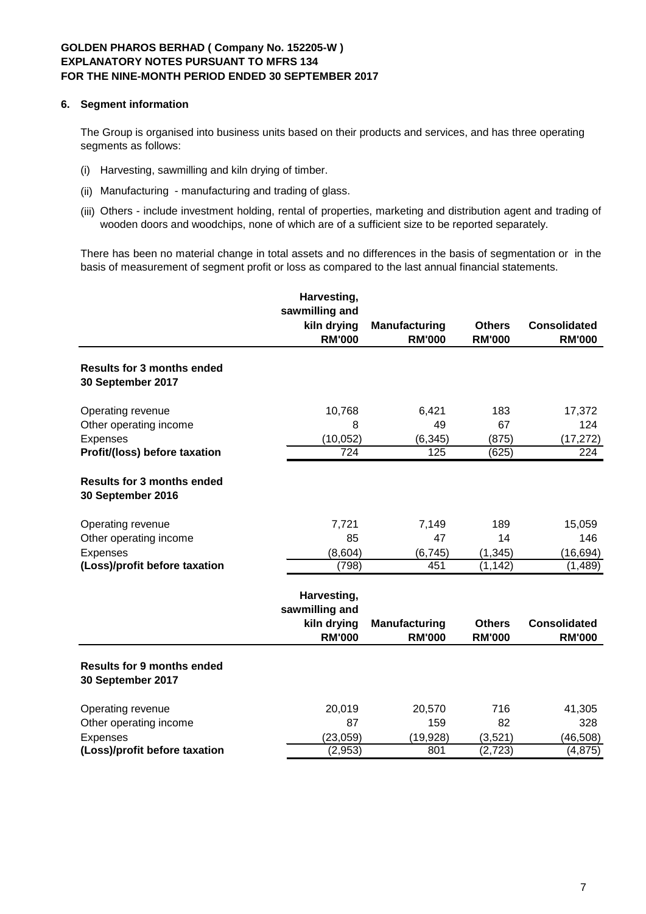**GOLDEN PHAROS BERHAD ( Company No. 152205-W )**
**EXPLANATORY NOTES PURSUANT TO MFRS 134**
**FOR THE NINE-MONTH PERIOD ENDED 30 SEPTEMBER 2017**

## 6. Segment information

The Group is organised into business units based on their products and services, and has three operating segments as follows:

(i) Harvesting, sawmilling and kiln drying of timber.

(ii) Manufacturing - manufacturing and trading of glass.

(iii) Others - include investment holding, rental of properties, marketing and distribution agent and trading of wooden doors and woodchips, none of which are of a sufficient size to be reported separately.

There has been no material change in total assets and no differences in the basis of segmentation or in the basis of measurement of segment profit or loss as compared to the last annual financial statements.

| | Harvesting, sawmilling and kiln drying RM'000 | Manufacturing RM'000 | Others RM'000 | Consolidated RM'000 |
|---|---|---|---|---|
| **Results for 3 months ended 30 September 2017** | | | | |
| Operating revenue | 10,768 | 6,421 | 183 | 17,372 |
| Other operating income | 8 | 49 | 67 | 124 |
| Expenses | (10,052) | (6,345) | (875) | (17,272) |
| **Profit/(loss) before taxation** | 724 | 125 | (625) | 224 |
| **Results for 3 months ended 30 September 2016** | | | | |
| Operating revenue | 7,721 | 7,149 | 189 | 15,059 |
| Other operating income | 85 | 47 | 14 | 146 |
| Expenses | (8,604) | (6,745) | (1,345) | (16,694) |
| **(Loss)/profit before taxation** | (798) | 451 | (1,142) | (1,489) |

| | Harvesting, sawmilling and kiln drying RM'000 | Manufacturing RM'000 | Others RM'000 | Consolidated RM'000 |
|---|---|---|---|---|
| **Results for 9 months ended 30 September 2017** | | | | |
| Operating revenue | 20,019 | 20,570 | 716 | 41,305 |
| Other operating income | 87 | 159 | 82 | 328 |
| Expenses | (23,059) | (19,928) | (3,521) | (46,508) |
| **(Loss)/profit before taxation** | (2,953) | 801 | (2,723) | (4,875) |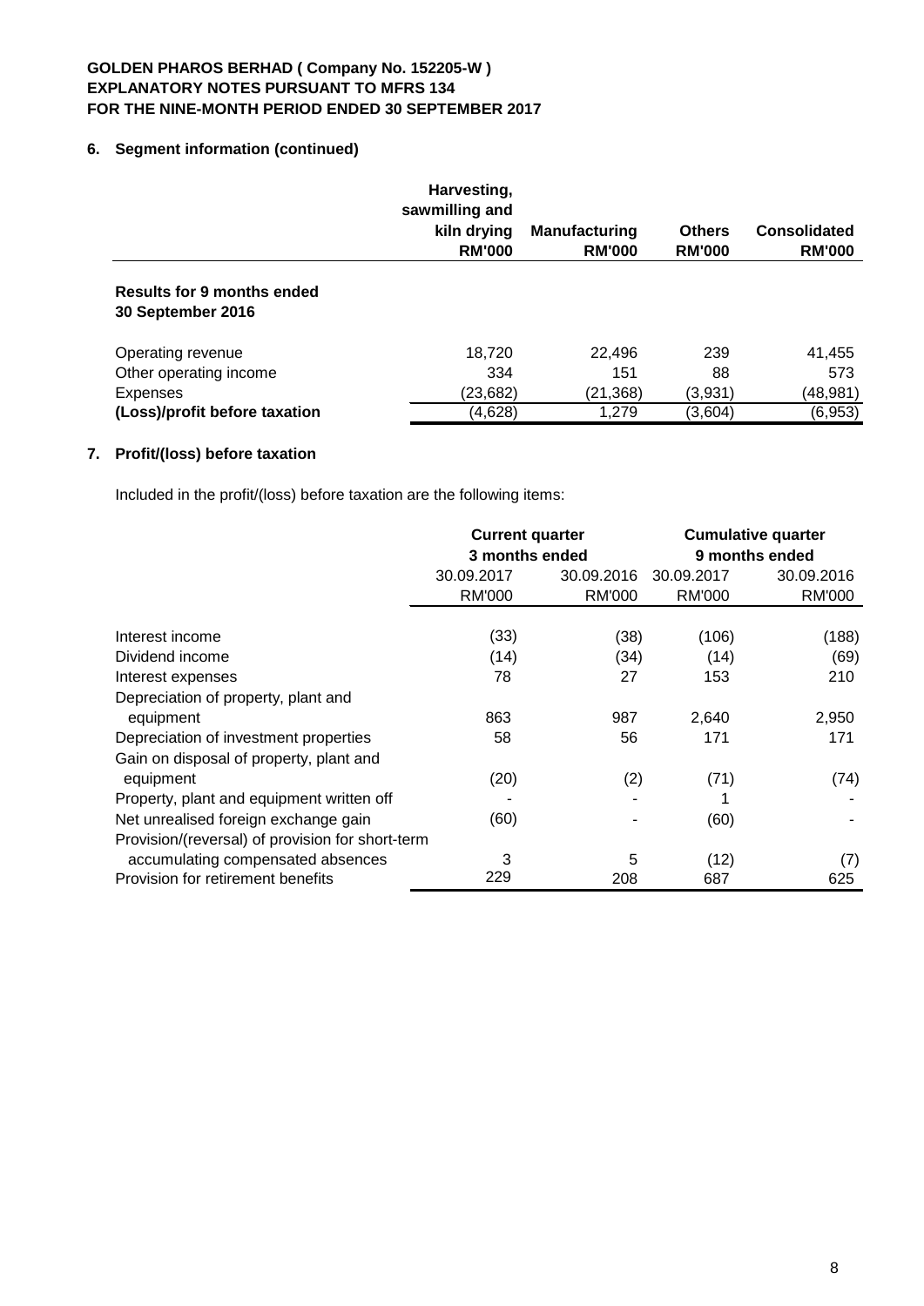**GOLDEN PHAROS BERHAD ( Company No. 152205-W )**
**EXPLANATORY NOTES PURSUANT TO MFRS 134**
**FOR THE NINE-MONTH PERIOD ENDED 30 SEPTEMBER 2017**

## 6. Segment information (continued)

| | Harvesting, sawmilling and kiln drying RM'000 | Manufacturing RM'000 | Others RM'000 | Consolidated RM'000 |
|---|---|---|---|---|
| **Results for 9 months ended 30 September 2016** | | | | |
| Operating revenue | 18,720 | 22,496 | 239 | 41,455 |
| Other operating income | 334 | 151 | 88 | 573 |
| Expenses | (23,682) | (21,368) | (3,931) | (48,981) |
| **(Loss)/profit before taxation** | (4,628) | 1,279 | (3,604) | (6,953) |

## 7. Profit/(loss) before taxation

Included in the profit/(loss) before taxation are the following items:

| | Current quarter 3 months ended | | Cumulative quarter 9 months ended | |
|---|---|---|---|---|
| | 30.09.2017 | 30.09.2016 | 30.09.2017 | 30.09.2016 |
| | RM'000 | RM'000 | RM'000 | RM'000 |
| Interest income | (33) | (38) | (106) | (188) |
| Dividend income | (14) | (34) | (14) | (69) |
| Interest expenses | 78 | 27 | 153 | 210 |
| Depreciation of property, plant and equipment | 863 | 987 | 2,640 | 2,950 |
| Depreciation of investment properties | 58 | 56 | 171 | 171 |
| Gain on disposal of property, plant and equipment | (20) | (2) | (71) | (74) |
| Property, plant and equipment written off | - | - | 1 | - |
| Net unrealised foreign exchange gain | (60) | - | (60) | - |
| Provision/(reversal) of provision for short-term accumulating compensated absences | 3 | 5 | (12) | (7) |
| Provision for retirement benefits | 229 | 208 | 687 | 625 |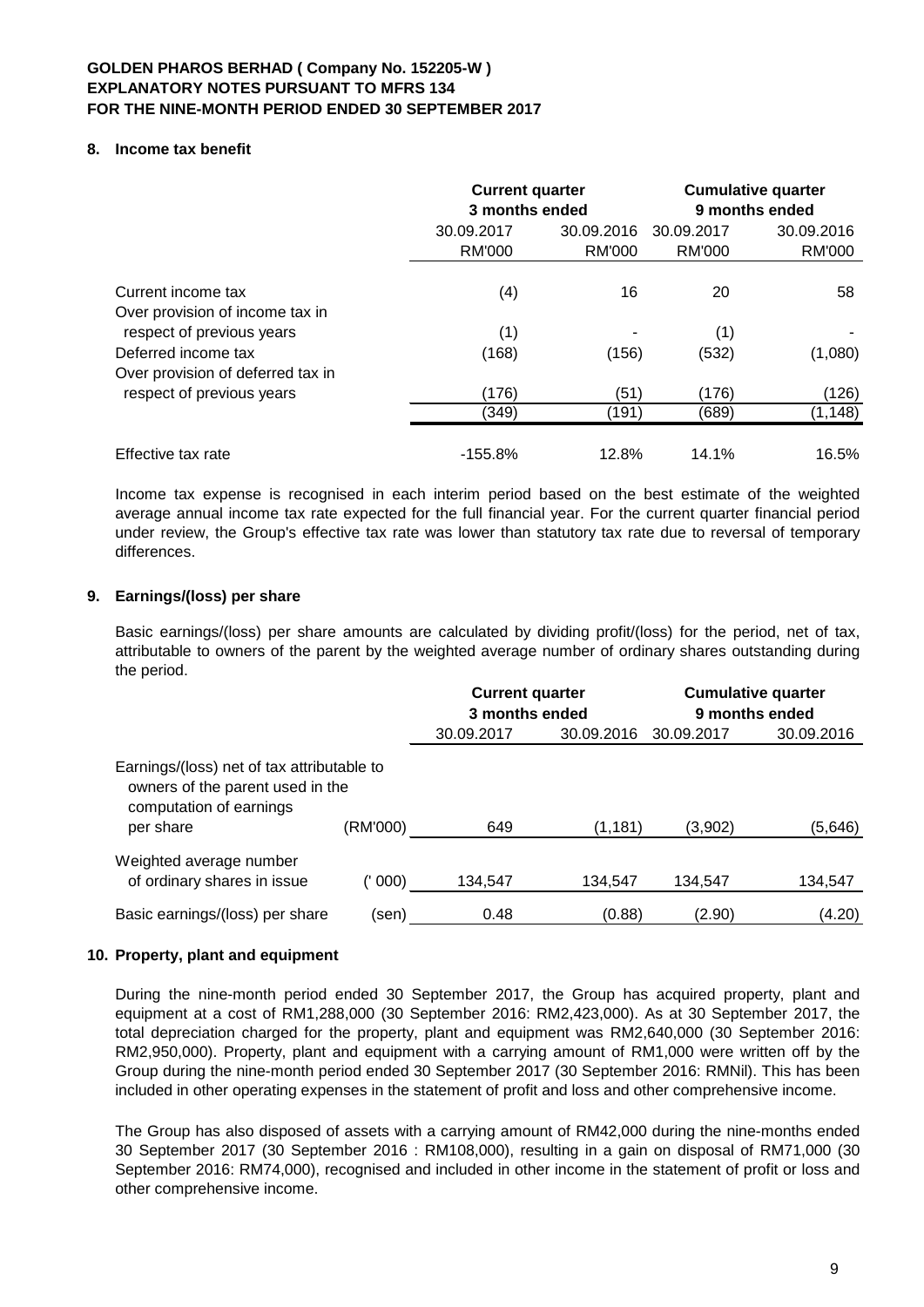**GOLDEN PHAROS BERHAD ( Company No. 152205-W )**
**EXPLANATORY NOTES PURSUANT TO MFRS 134**
**FOR THE NINE-MONTH PERIOD ENDED 30 SEPTEMBER 2017**

## 8. Income tax benefit

| | Current quarter 3 months ended | | Cumulative quarter 9 months ended | |
|---|---|---|---|---|
| | 30.09.2017 RM'000 | 30.09.2016 RM'000 | 30.09.2017 RM'000 | 30.09.2016 RM'000 |
| Current income tax | (4) | 16 | 20 | 58 |
| Over provision of income tax in respect of previous years | (1) | - | (1) | - |
| Deferred income tax | (168) | (156) | (532) | (1,080) |
| Over provision of deferred tax in respect of previous years | (176) | (51) | (176) | (126) |
| | (349) | (191) | (689) | (1,148) |
| Effective tax rate | -155.8% | 12.8% | 14.1% | 16.5% |

Income tax expense is recognised in each interim period based on the best estimate of the weighted average annual income tax rate expected for the full financial year. For the current quarter financial period under review, the Group's effective tax rate was lower than statutory tax rate due to reversal of temporary differences.

## 9. Earnings/(loss) per share

Basic earnings/(loss) per share amounts are calculated by dividing profit/(loss) for the period, net of tax, attributable to owners of the parent by the weighted average number of ordinary shares outstanding during the period.

| | | Current quarter 3 months ended | | Cumulative quarter 9 months ended | |
|---|---|---|---|---|---|
| | | 30.09.2017 | 30.09.2016 | 30.09.2017 | 30.09.2016 |
| Earnings/(loss) net of tax attributable to owners of the parent used in the computation of earnings per share | (RM'000) | 649 | (1,181) | (3,902) | (5,646) |
| Weighted average number of ordinary shares in issue | (' 000) | 134,547 | 134,547 | 134,547 | 134,547 |
| Basic earnings/(loss) per share | (sen) | 0.48 | (0.88) | (2.90) | (4.20) |

## 10. Property, plant and equipment

During the nine-month period ended 30 September 2017, the Group has acquired property, plant and equipment at a cost of RM1,288,000 (30 September 2016: RM2,423,000). As at 30 September 2017, the total depreciation charged for the property, plant and equipment was RM2,640,000 (30 September 2016: RM2,950,000). Property, plant and equipment with a carrying amount of RM1,000 were written off by the Group during the nine-month period ended 30 September 2017 (30 September 2016: RMNil). This has been included in other operating expenses in the statement of profit and loss and other comprehensive income.

The Group has also disposed of assets with a carrying amount of RM42,000 during the nine-months ended 30 September 2017 (30 September 2016 : RM108,000), resulting in a gain on disposal of RM71,000 (30 September 2016: RM74,000), recognised and included in other income in the statement of profit or loss and other comprehensive income.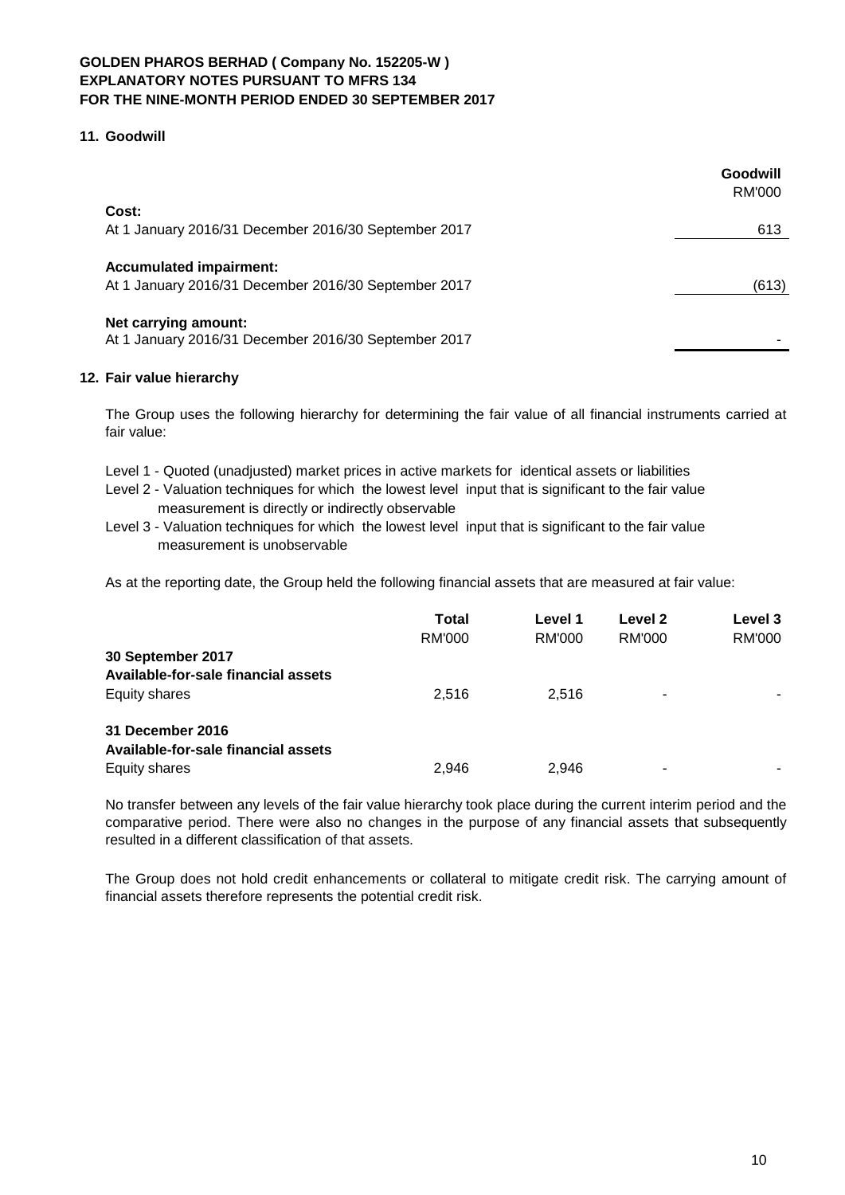**GOLDEN PHAROS BERHAD ( Company No. 152205-W )**
**EXPLANATORY NOTES PURSUANT TO MFRS 134**
**FOR THE NINE-MONTH PERIOD ENDED 30 SEPTEMBER 2017**

## 11. Goodwill

| | Goodwill RM'000 |
|---|---|
| **Cost:** | |
| At 1 January 2016/31 December 2016/30 September 2017 | 613 |
| **Accumulated impairment:** | |
| At 1 January 2016/31 December 2016/30 September 2017 | (613) |
| **Net carrying amount:** | |
| At 1 January 2016/31 December 2016/30 September 2017 | - |

## 12. Fair value hierarchy

The Group uses the following hierarchy for determining the fair value of all financial instruments carried at fair value:

Level 1 - Quoted (unadjusted) market prices in active markets for identical assets or liabilities
Level 2 - Valuation techniques for which the lowest level input that is significant to the fair value measurement is directly or indirectly observable
Level 3 - Valuation techniques for which the lowest level input that is significant to the fair value measurement is unobservable

As at the reporting date, the Group held the following financial assets that are measured at fair value:

| | Total RM'000 | Level 1 RM'000 | Level 2 RM'000 | Level 3 RM'000 |
|---|---|---|---|---|
| **30 September 2017** | | | | |
| **Available-for-sale financial assets** | | | | |
| Equity shares | 2,516 | 2,516 | - | - |
| **31 December 2016** | | | | |
| **Available-for-sale financial assets** | | | | |
| Equity shares | 2,946 | 2,946 | - | - |

No transfer between any levels of the fair value hierarchy took place during the current interim period and the comparative period. There were also no changes in the purpose of any financial assets that subsequently resulted in a different classification of that assets.

The Group does not hold credit enhancements or collateral to mitigate credit risk. The carrying amount of financial assets therefore represents the potential credit risk.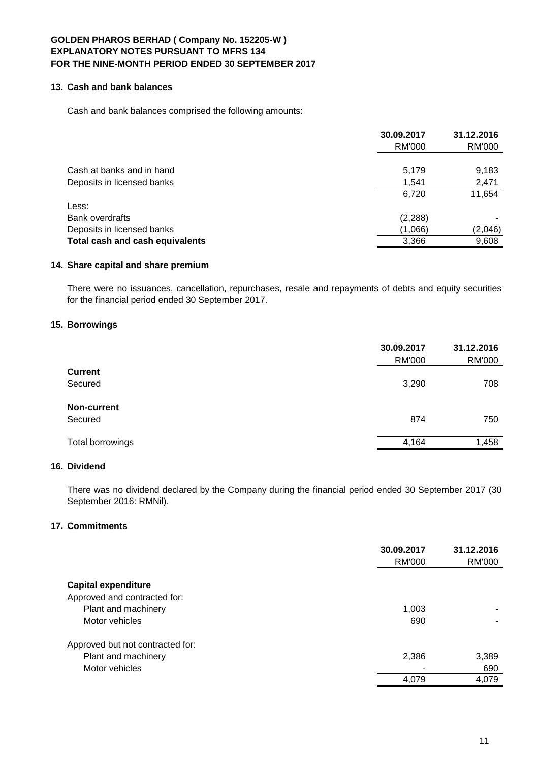## 13. Cash and bank balances

Cash and bank balances comprised the following amounts:

| | 30.09.2017 RM'000 | 31.12.2016 RM'000 |
|---|---|---|
| Cash at banks and in hand | 5,179 | 9,183 |
| Deposits in licensed banks | 1,541 | 2,471 |
| | 6,720 | 11,654 |
| Less: | | |
| Bank overdrafts | (2,288) | - |
| Deposits in licensed banks | (1,066) | (2,046) |
| **Total cash and cash equivalents** | 3,366 | 9,608 |

## 14. Share capital and share premium

There were no issuances, cancellation, repurchases, resale and repayments of debts and equity securities for the financial period ended 30 September 2017.

## 15. Borrowings

| | 30.09.2017 RM'000 | 31.12.2016 RM'000 |
|---|---|---|
| **Current** | | |
| Secured | 3,290 | 708 |
| **Non-current** | | |
| Secured | 874 | 750 |
| Total borrowings | 4,164 | 1,458 |

## 16. Dividend

There was no dividend declared by the Company during the financial period ended 30 September 2017 (30 September 2016: RMNil).

## 17. Commitments

| | 30.09.2017 RM'000 | 31.12.2016 RM'000 |
|---|---|---|
| **Capital expenditure** | | |
| Approved and contracted for: | | |
| Plant and machinery | 1,003 | - |
| Motor vehicles | 690 | - |
| Approved but not contracted for: | | |
| Plant and machinery | 2,386 | 3,389 |
| Motor vehicles | - | 690 |
| | 4,079 | 4,079 |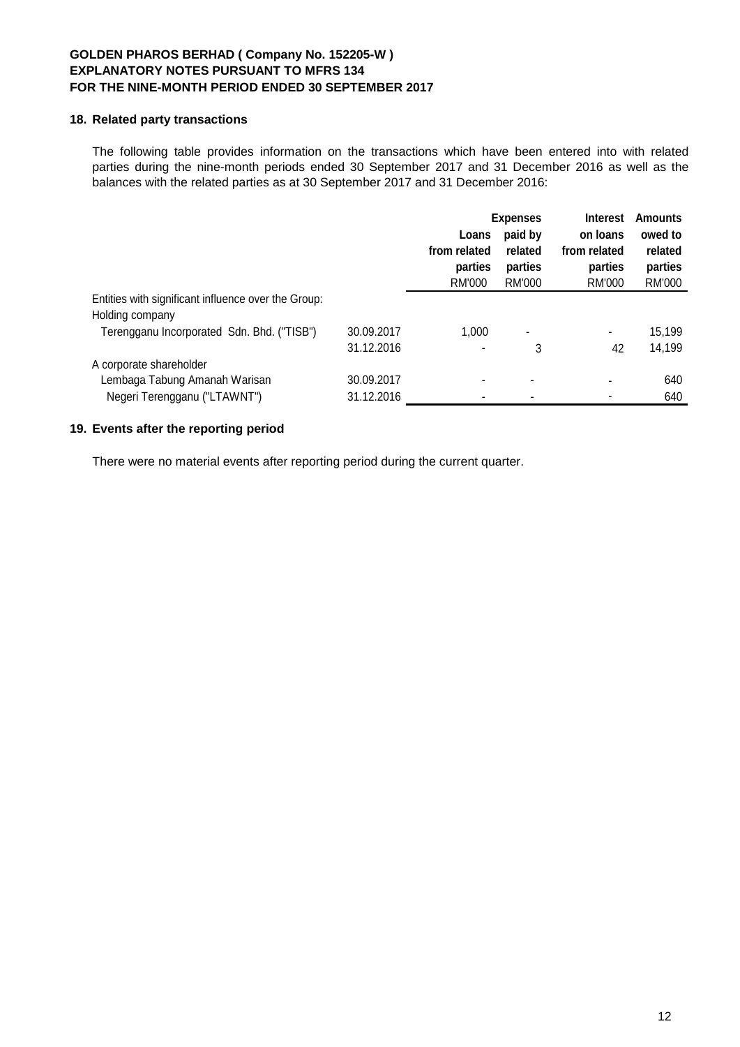GOLDEN PHAROS BERHAD ( Company No. 152205-W )
EXPLANATORY NOTES PURSUANT TO MFRS 134
FOR THE NINE-MONTH PERIOD ENDED 30 SEPTEMBER 2017

## 18. Related party transactions

The following table provides information on the transactions which have been entered into with related parties during the nine-month periods ended 30 September 2017 and 31 December 2016 as well as the balances with the related parties as at 30 September 2017 and 31 December 2016:

| | | Loans from related parties RM'000 | Expenses paid by related parties RM'000 | Interest on loans from related parties RM'000 | Amounts owed to related parties RM'000 |
|---|---|---|---|---|---|
| Entities with significant influence over the Group: | | | | | |
| Holding company | | | | | |
| Terengganu Incorporated Sdn. Bhd. ("TISB") | 30.09.2017 | 1,000 | - | - | 15,199 |
| | 31.12.2016 | - | 3 | 42 | 14,199 |
| A corporate shareholder | | | | | |
| Lembaga Tabung Amanah Warisan | 30.09.2017 | - | - | - | 640 |
| Negeri Terengganu ("LTAWNT") | 31.12.2016 | - | - | - | 640 |

## 19. Events after the reporting period

There were no material events after reporting period during the current quarter.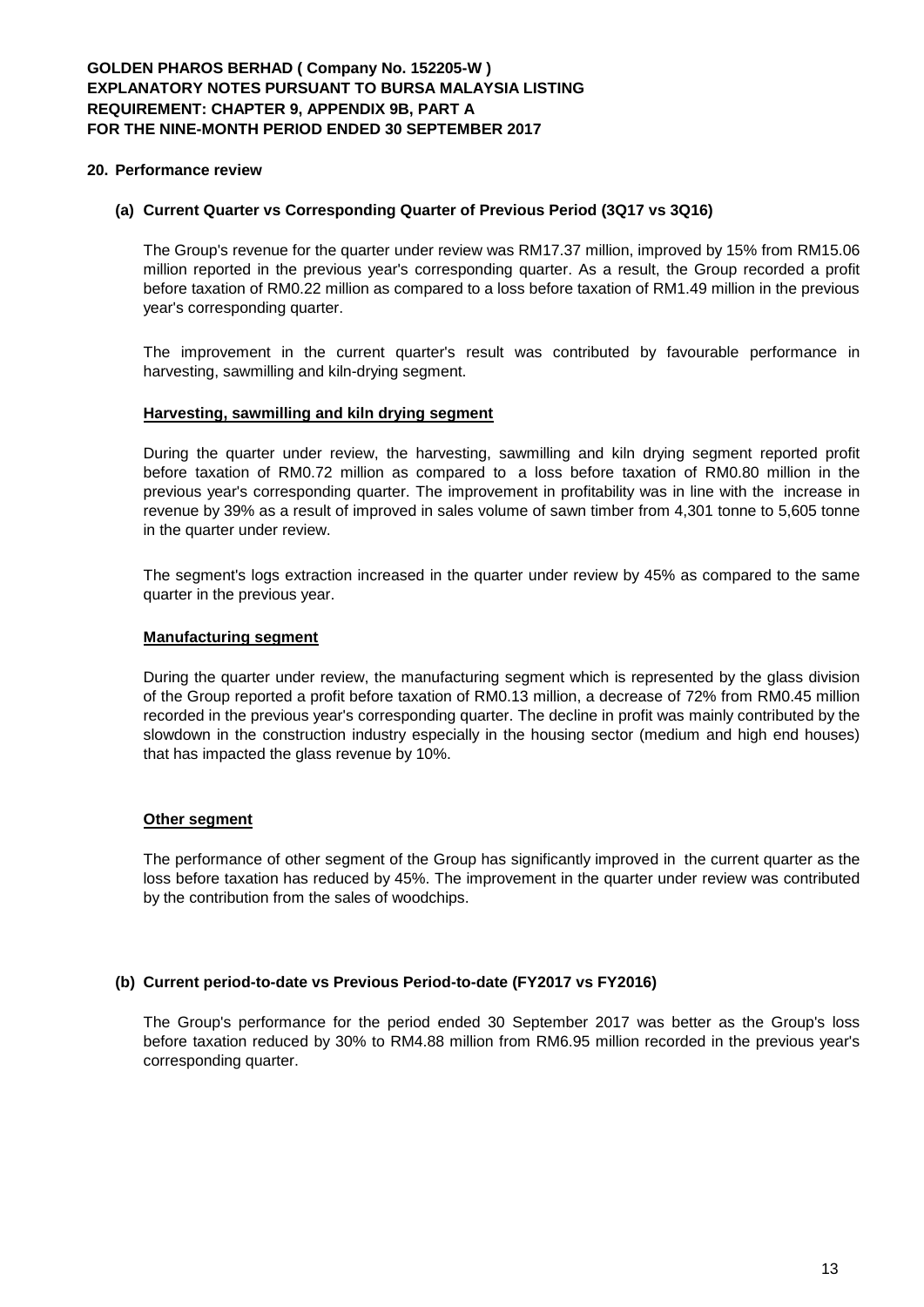## 20. Performance review

### (a) Current Quarter vs Corresponding Quarter of Previous Period (3Q17 vs 3Q16)

The Group's revenue for the quarter under review was RM17.37 million, improved by 15% from RM15.06 million reported in the previous year's corresponding quarter. As a result, the Group recorded a profit before taxation of RM0.22 million as compared to a loss before taxation of RM1.49 million in the previous year's corresponding quarter.

The improvement in the current quarter's result was contributed by favourable performance in harvesting, sawmilling and kiln-drying segment.

**Harvesting, sawmilling and kiln drying segment**

During the quarter under review, the harvesting, sawmilling and kiln drying segment reported profit before taxation of RM0.72 million as compared to a loss before taxation of RM0.80 million in the previous year's corresponding quarter. The improvement in profitability was in line with the increase in revenue by 39% as a result of improved in sales volume of sawn timber from 4,301 tonne to 5,605 tonne in the quarter under review.

The segment's logs extraction increased in the quarter under review by 45% as compared to the same quarter in the previous year.

**Manufacturing segment**

During the quarter under review, the manufacturing segment which is represented by the glass division of the Group reported a profit before taxation of RM0.13 million, a decrease of 72% from RM0.45 million recorded in the previous year's corresponding quarter. The decline in profit was mainly contributed by the slowdown in the construction industry especially in the housing sector (medium and high end houses) that has impacted the glass revenue by 10%.

**Other segment**

The performance of other segment of the Group has significantly improved in the current quarter as the loss before taxation has reduced by 45%. The improvement in the quarter under review was contributed by the contribution from the sales of woodchips.

### (b) Current period-to-date vs Previous Period-to-date (FY2017 vs FY2016)

The Group's performance for the period ended 30 September 2017 was better as the Group's loss before taxation reduced by 30% to RM4.88 million from RM6.95 million recorded in the previous year's corresponding quarter.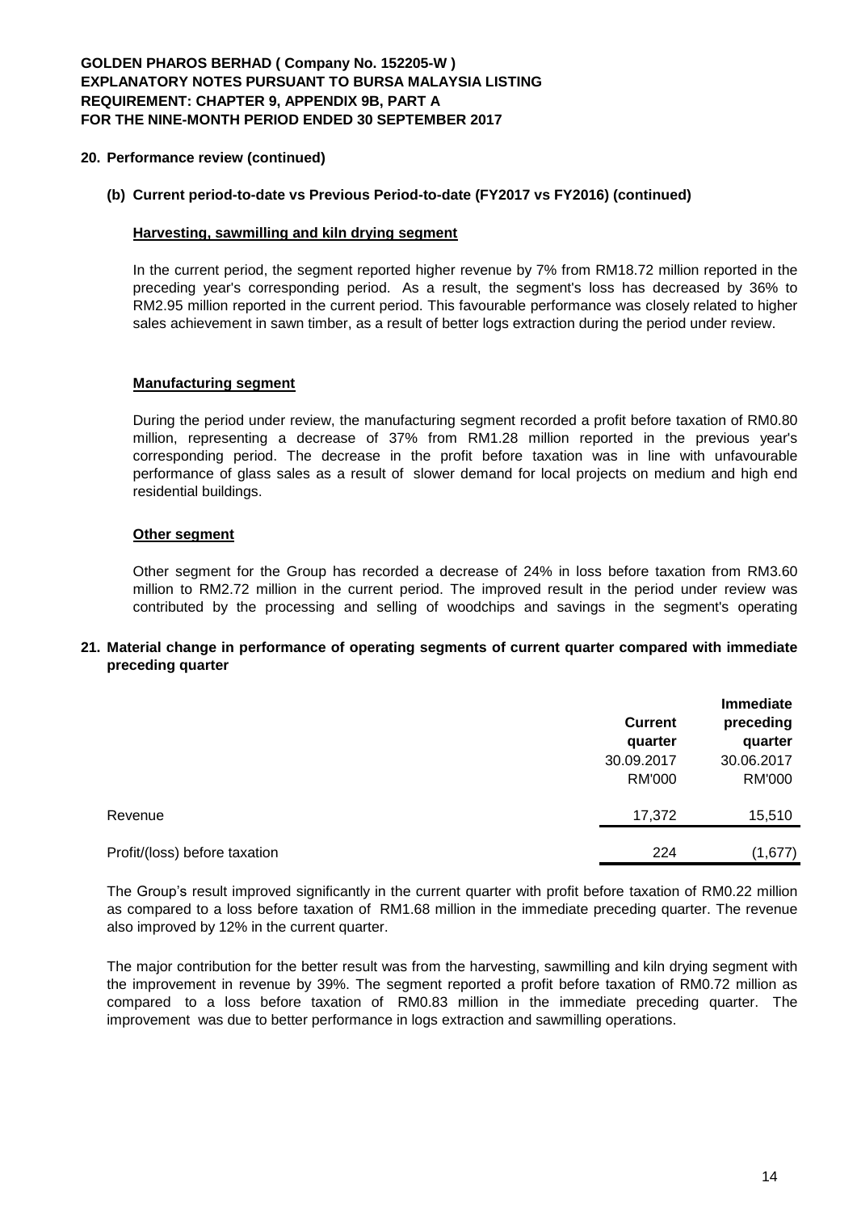## 20. Performance review (continued)

### (b) Current period-to-date vs Previous Period-to-date (FY2017 vs FY2016) (continued)

**Harvesting, sawmilling and kiln drying segment**

In the current period, the segment reported higher revenue by 7% from RM18.72 million reported in the preceding year's corresponding period. As a result, the segment's loss has decreased by 36% to RM2.95 million reported in the current period. This favourable performance was closely related to higher sales achievement in sawn timber, as a result of better logs extraction during the period under review.

**Manufacturing segment**

During the period under review, the manufacturing segment recorded a profit before taxation of RM0.80 million, representing a decrease of 37% from RM1.28 million reported in the previous year's corresponding period. The decrease in the profit before taxation was in line with unfavourable performance of glass sales as a result of slower demand for local projects on medium and high end residential buildings.

**Other segment**

Other segment for the Group has recorded a decrease of 24% in loss before taxation from RM3.60 million to RM2.72 million in the current period. The improved result in the period under review was contributed by the processing and selling of woodchips and savings in the segment's operating

## 21. Material change in performance of operating segments of current quarter compared with immediate preceding quarter

| | Current quarter 30.09.2017 RM'000 | Immediate preceding quarter 30.06.2017 RM'000 |
|---|---|---|
| Revenue | 17,372 | 15,510 |
| Profit/(loss) before taxation | 224 | (1,677) |

The Group's result improved significantly in the current quarter with profit before taxation of RM0.22 million as compared to a loss before taxation of RM1.68 million in the immediate preceding quarter. The revenue also improved by 12% in the current quarter.

The major contribution for the better result was from the harvesting, sawmilling and kiln drying segment with the improvement in revenue by 39%. The segment reported a profit before taxation of RM0.72 million as compared to a loss before taxation of RM0.83 million in the immediate preceding quarter. The improvement was due to better performance in logs extraction and sawmilling operations.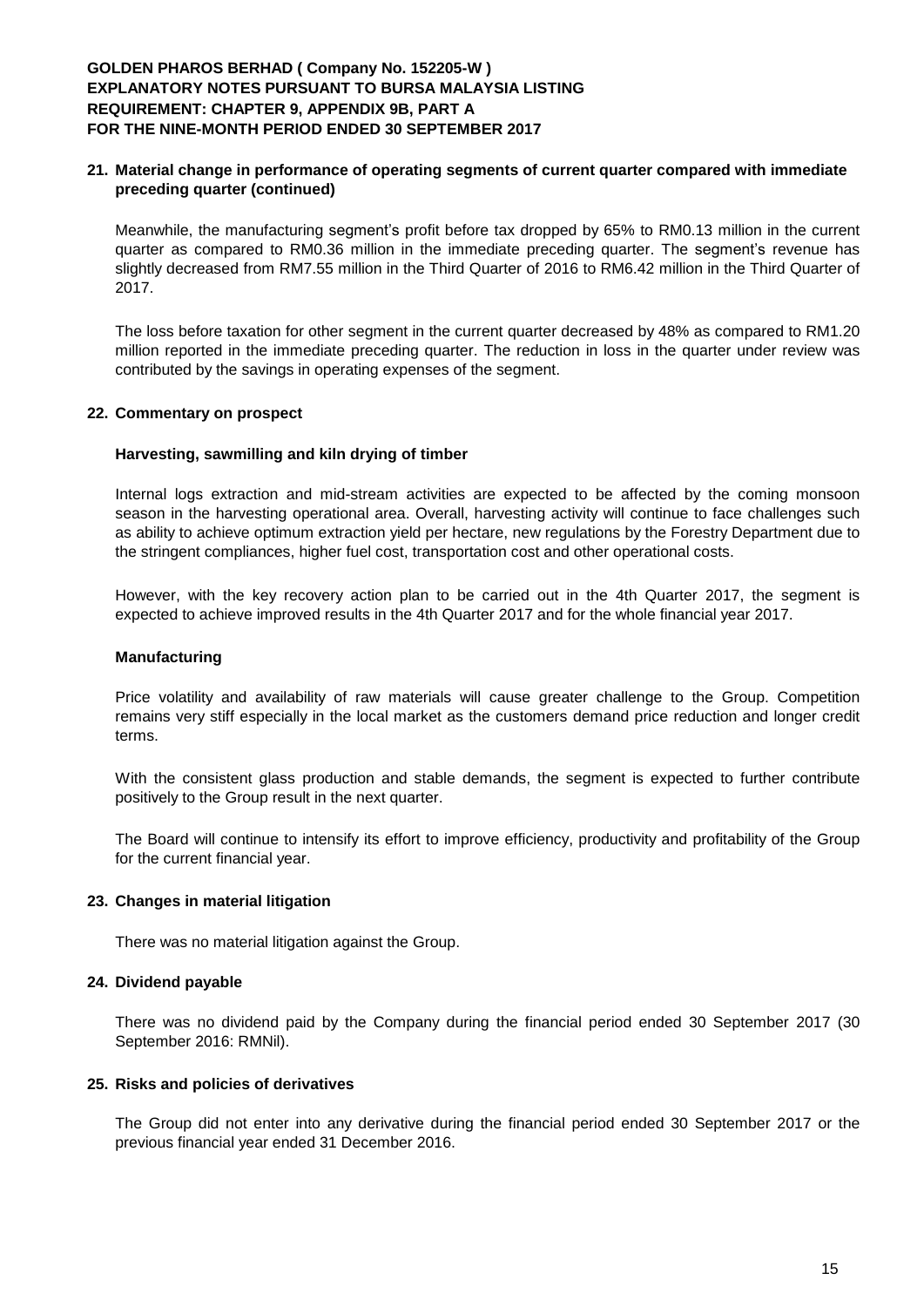**21. Material change in performance of operating segments of current quarter compared with immediate preceding quarter (continued)**

Meanwhile, the manufacturing segment's profit before tax dropped by 65% to RM0.13 million in the current quarter as compared to RM0.36 million in the immediate preceding quarter. The segment's revenue has slightly decreased from RM7.55 million in the Third Quarter of 2016 to RM6.42 million in the Third Quarter of 2017.

The loss before taxation for other segment in the current quarter decreased by 48% as compared to RM1.20 million reported in the immediate preceding quarter. The reduction in loss in the quarter under review was contributed by the savings in operating expenses of the segment.

**22. Commentary on prospect**

**Harvesting, sawmilling and kiln drying of timber**

Internal logs extraction and mid-stream activities are expected to be affected by the coming monsoon season in the harvesting operational area. Overall, harvesting activity will continue to face challenges such as ability to achieve optimum extraction yield per hectare, new regulations by the Forestry Department due to the stringent compliances, higher fuel cost, transportation cost and other operational costs.

However, with the key recovery action plan to be carried out in the 4th Quarter 2017, the segment is expected to achieve improved results in the 4th Quarter 2017 and for the whole financial year 2017.

**Manufacturing**

Price volatility and availability of raw materials will cause greater challenge to the Group. Competition remains very stiff especially in the local market as the customers demand price reduction and longer credit terms.

With the consistent glass production and stable demands, the segment is expected to further contribute positively to the Group result in the next quarter.

The Board will continue to intensify its effort to improve efficiency, productivity and profitability of the Group for the current financial year.

**23. Changes in material litigation**

There was no material litigation against the Group.

**24. Dividend payable**

There was no dividend paid by the Company during the financial period ended 30 September 2017 (30 September 2016: RMNil).

**25. Risks and policies of derivatives**

The Group did not enter into any derivative during the financial period ended 30 September 2017 or the previous financial year ended 31 December 2016.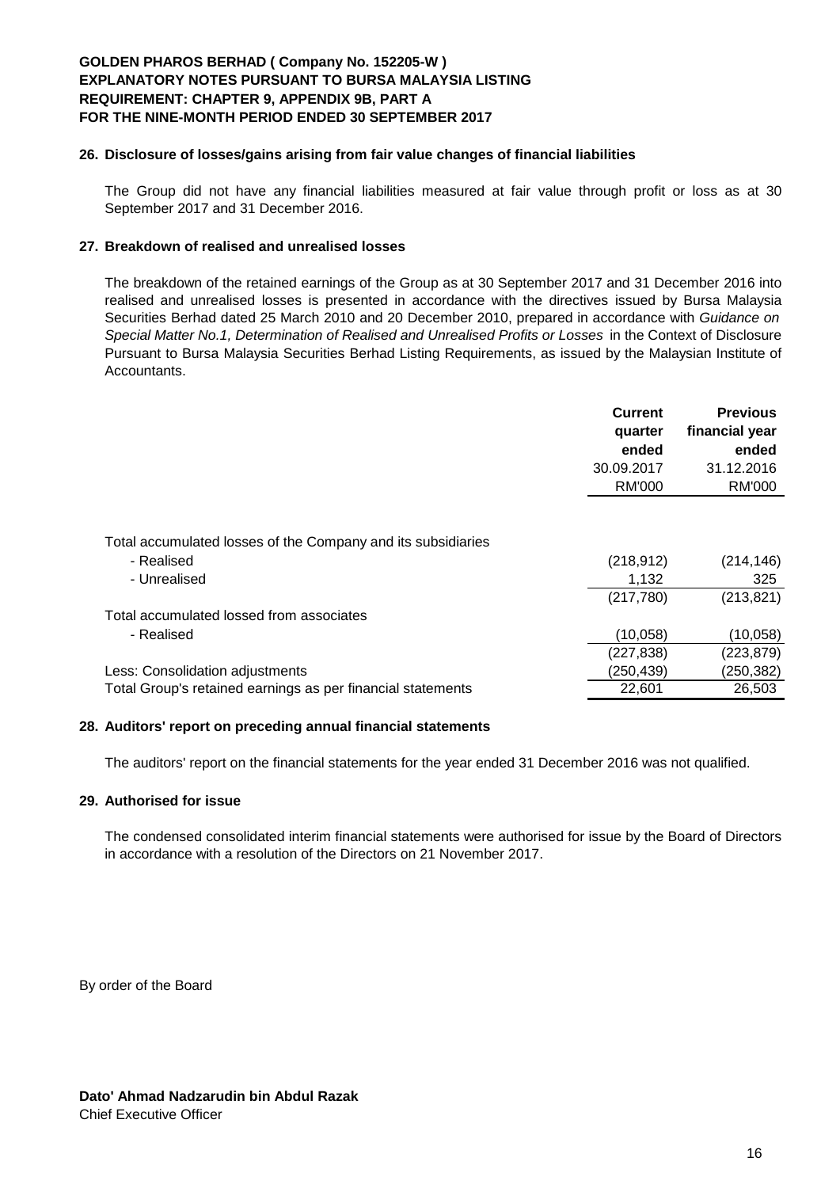**GOLDEN PHAROS BERHAD ( Company No. 152205-W )**
**EXPLANATORY NOTES PURSUANT TO BURSA MALAYSIA LISTING REQUIREMENT: CHAPTER 9, APPENDIX 9B, PART A**
**FOR THE NINE-MONTH PERIOD ENDED 30 SEPTEMBER 2017**

## 26. Disclosure of losses/gains arising from fair value changes of financial liabilities

The Group did not have any financial liabilities measured at fair value through profit or loss as at 30 September 2017 and 31 December 2016.

## 27. Breakdown of realised and unrealised losses

The breakdown of the retained earnings of the Group as at 30 September 2017 and 31 December 2016 into realised and unrealised losses is presented in accordance with the directives issued by Bursa Malaysia Securities Berhad dated 25 March 2010 and 20 December 2010, prepared in accordance with *Guidance on Special Matter No.1, Determination of Realised and Unrealised Profits or Losses* in the Context of Disclosure Pursuant to Bursa Malaysia Securities Berhad Listing Requirements, as issued by the Malaysian Institute of Accountants.

| | Current quarter ended 30.09.2017 RM'000 | Previous financial year ended 31.12.2016 RM'000 |
|---|---|---|
| Total accumulated losses of the Company and its subsidiaries | | |
| - Realised | (218,912) | (214,146) |
| - Unrealised | 1,132 | 325 |
| | (217,780) | (213,821) |
| Total accumulated lossed from associates | | |
| - Realised | (10,058) | (10,058) |
| | (227,838) | (223,879) |
| Less: Consolidation adjustments | (250,439) | (250,382) |
| Total Group's retained earnings as per financial statements | 22,601 | 26,503 |

## 28. Auditors' report on preceding annual financial statements

The auditors' report on the financial statements for the year ended 31 December 2016 was not qualified.

## 29. Authorised for issue

The condensed consolidated interim financial statements were authorised for issue by the Board of Directors in accordance with a resolution of the Directors on 21 November 2017.

By order of the Board

**Dato' Ahmad Nadzarudin bin Abdul Razak**
Chief Executive Officer